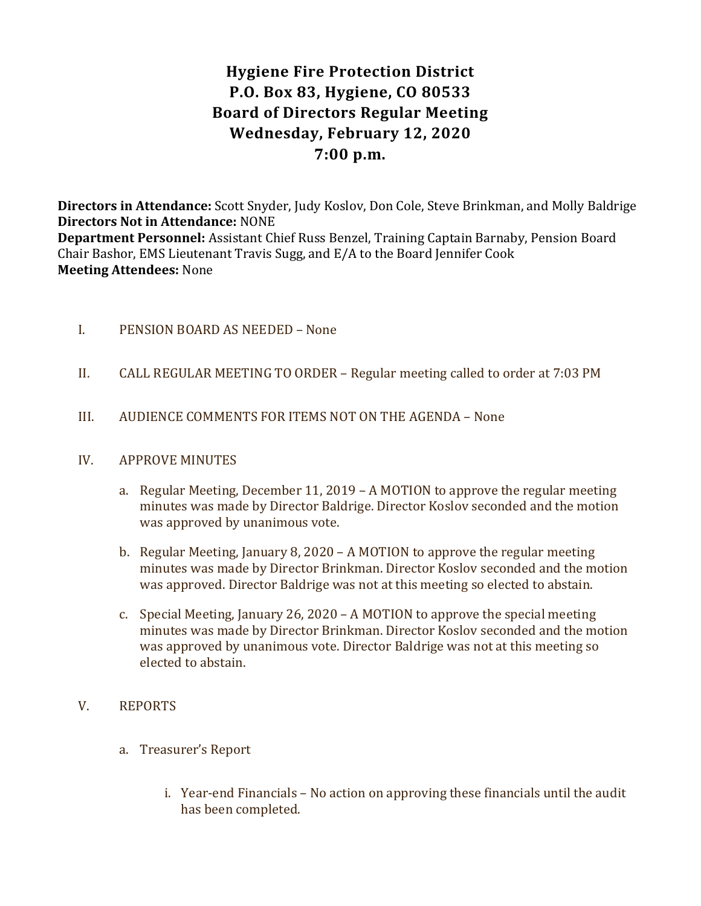# Hygiene Fire Protection District
# P.O. Box 83, Hygiene, CO 80533
# Board of Directors Regular Meeting
# Wednesday, February 12, 2020
# 7:00 p.m.

**Directors in Attendance:** Scott Snyder, Judy Koslov, Don Cole, Steve Brinkman, and Molly Baldrige
**Directors Not in Attendance:** NONE
**Department Personnel:** Assistant Chief Russ Benzel, Training Captain Barnaby, Pension Board Chair Bashor, EMS Lieutenant Travis Sugg, and E/A to the Board Jennifer Cook
**Meeting Attendees:** None

I. PENSION BOARD AS NEEDED – None

II. CALL REGULAR MEETING TO ORDER – Regular meeting called to order at 7:03 PM

III. AUDIENCE COMMENTS FOR ITEMS NOT ON THE AGENDA – None

IV. APPROVE MINUTES

   a. Regular Meeting, December 11, 2019 – A MOTION to approve the regular meeting minutes was made by Director Baldrige. Director Koslov seconded and the motion was approved by unanimous vote.

   b. Regular Meeting, January 8, 2020 – A MOTION to approve the regular meeting minutes was made by Director Brinkman. Director Koslov seconded and the motion was approved. Director Baldrige was not at this meeting so elected to abstain.

   c. Special Meeting, January 26, 2020 – A MOTION to approve the special meeting minutes was made by Director Brinkman. Director Koslov seconded and the motion was approved by unanimous vote. Director Baldrige was not at this meeting so elected to abstain.

V. REPORTS

   a. Treasurer's Report

      i. Year-end Financials – No action on approving these financials until the audit has been completed.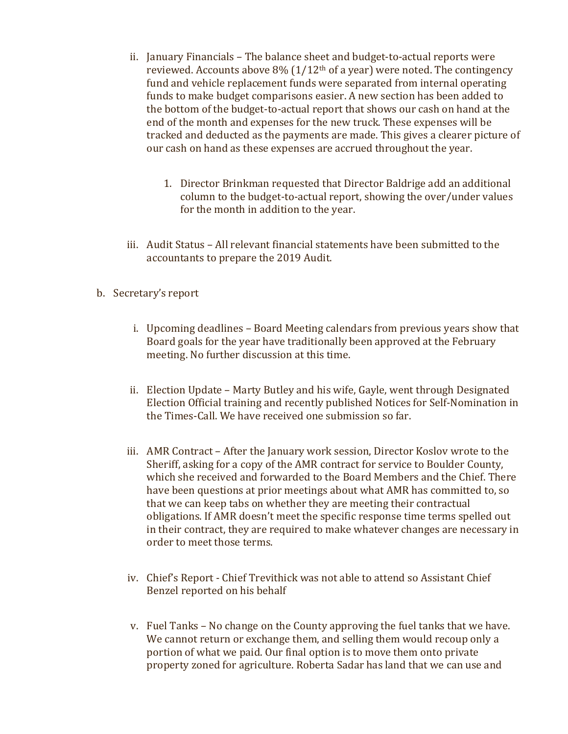ii. January Financials – The balance sheet and budget-to-actual reports were reviewed. Accounts above 8% ($1/12^{th}$ of a year) were noted. The contingency fund and vehicle replacement funds were separated from internal operating funds to make budget comparisons easier. A new section has been added to the bottom of the budget-to-actual report that shows our cash on hand at the end of the month and expenses for the new truck. These expenses will be tracked and deducted as the payments are made. This gives a clearer picture of our cash on hand as these expenses are accrued throughout the year.

1. Director Brinkman requested that Director Baldrige add an additional column to the budget-to-actual report, showing the over/under values for the month in addition to the year.

iii. Audit Status – All relevant financial statements have been submitted to the accountants to prepare the 2019 Audit.

b. Secretary's report

i. Upcoming deadlines – Board Meeting calendars from previous years show that Board goals for the year have traditionally been approved at the February meeting. No further discussion at this time.

ii. Election Update – Marty Butley and his wife, Gayle, went through Designated Election Official training and recently published Notices for Self-Nomination in the Times-Call. We have received one submission so far.

iii. AMR Contract – After the January work session, Director Koslov wrote to the Sheriff, asking for a copy of the AMR contract for service to Boulder County, which she received and forwarded to the Board Members and the Chief. There have been questions at prior meetings about what AMR has committed to, so that we can keep tabs on whether they are meeting their contractual obligations. If AMR doesn't meet the specific response time terms spelled out in their contract, they are required to make whatever changes are necessary in order to meet those terms.

iv. Chief's Report - Chief Trevithick was not able to attend so Assistant Chief Benzel reported on his behalf

v. Fuel Tanks – No change on the County approving the fuel tanks that we have. We cannot return or exchange them, and selling them would recoup only a portion of what we paid. Our final option is to move them onto private property zoned for agriculture. Roberta Sadar has land that we can use and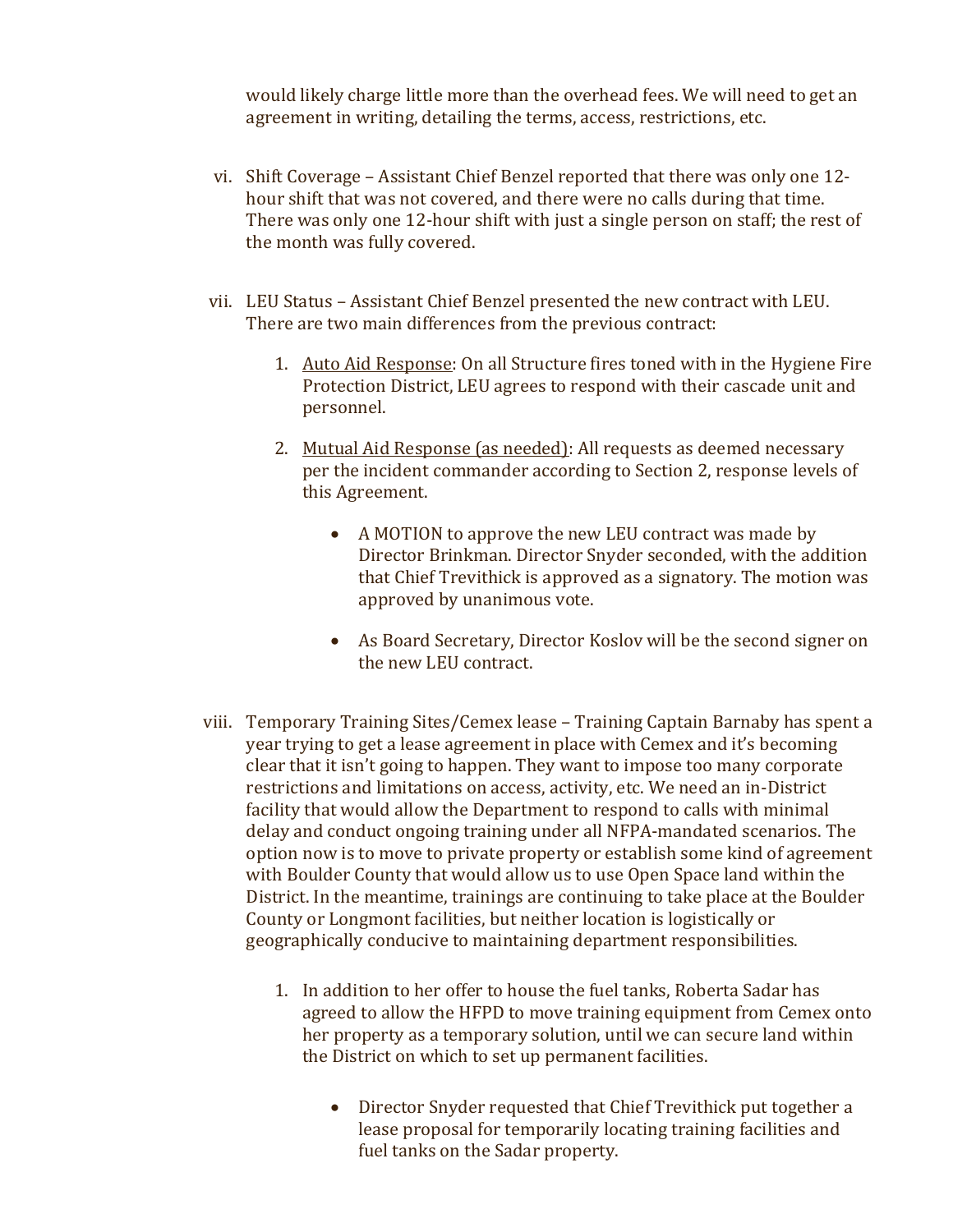would likely charge little more than the overhead fees. We will need to get an agreement in writing, detailing the terms, access, restrictions, etc.

vi. Shift Coverage – Assistant Chief Benzel reported that there was only one 12-hour shift that was not covered, and there were no calls during that time. There was only one 12-hour shift with just a single person on staff; the rest of the month was fully covered.

vii. LEU Status – Assistant Chief Benzel presented the new contract with LEU. There are two main differences from the previous contract:

1. Auto Aid Response: On all Structure fires toned with in the Hygiene Fire Protection District, LEU agrees to respond with their cascade unit and personnel.

2. Mutual Aid Response (as needed): All requests as deemed necessary per the incident commander according to Section 2, response levels of this Agreement.

    - A MOTION to approve the new LEU contract was made by Director Brinkman. Director Snyder seconded, with the addition that Chief Trevithick is approved as a signatory. The motion was approved by unanimous vote.

    - As Board Secretary, Director Koslov will be the second signer on the new LEU contract.

viii. Temporary Training Sites/Cemex lease – Training Captain Barnaby has spent a year trying to get a lease agreement in place with Cemex and it's becoming clear that it isn't going to happen. They want to impose too many corporate restrictions and limitations on access, activity, etc. We need an in-District facility that would allow the Department to respond to calls with minimal delay and conduct ongoing training under all NFPA-mandated scenarios. The option now is to move to private property or establish some kind of agreement with Boulder County that would allow us to use Open Space land within the District. In the meantime, trainings are continuing to take place at the Boulder County or Longmont facilities, but neither location is logistically or geographically conducive to maintaining department responsibilities.

1. In addition to her offer to house the fuel tanks, Roberta Sadar has agreed to allow the HFPD to move training equipment from Cemex onto her property as a temporary solution, until we can secure land within the District on which to set up permanent facilities.

    - Director Snyder requested that Chief Trevithick put together a lease proposal for temporarily locating training facilities and fuel tanks on the Sadar property.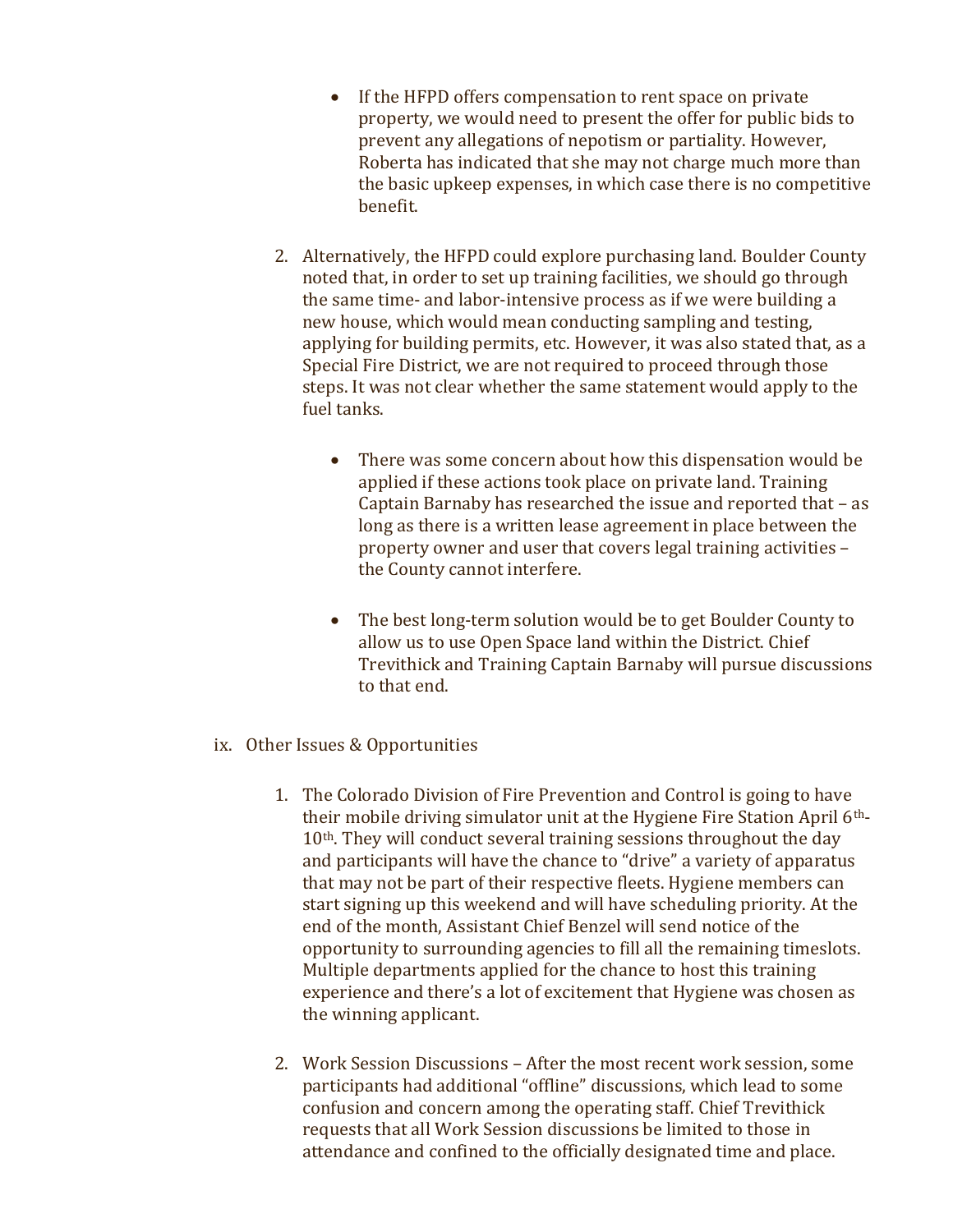- If the HFPD offers compensation to rent space on private property, we would need to present the offer for public bids to prevent any allegations of nepotism or partiality. However, Roberta has indicated that she may not charge much more than the basic upkeep expenses, in which case there is no competitive benefit.

2. Alternatively, the HFPD could explore purchasing land. Boulder County noted that, in order to set up training facilities, we should go through the same time- and labor-intensive process as if we were building a new house, which would mean conducting sampling and testing, applying for building permits, etc. However, it was also stated that, as a Special Fire District, we are not required to proceed through those steps. It was not clear whether the same statement would apply to the fuel tanks.

   - There was some concern about how this dispensation would be applied if these actions took place on private land. Training Captain Barnaby has researched the issue and reported that – as long as there is a written lease agreement in place between the property owner and user that covers legal training activities – the County cannot interfere.

   - The best long-term solution would be to get Boulder County to allow us to use Open Space land within the District. Chief Trevithick and Training Captain Barnaby will pursue discussions to that end.

ix. Other Issues & Opportunities

1. The Colorado Division of Fire Prevention and Control is going to have their mobile driving simulator unit at the Hygiene Fire Station April 6th-10th. They will conduct several training sessions throughout the day and participants will have the chance to "drive" a variety of apparatus that may not be part of their respective fleets. Hygiene members can start signing up this weekend and will have scheduling priority. At the end of the month, Assistant Chief Benzel will send notice of the opportunity to surrounding agencies to fill all the remaining timeslots. Multiple departments applied for the chance to host this training experience and there's a lot of excitement that Hygiene was chosen as the winning applicant.

2. Work Session Discussions – After the most recent work session, some participants had additional "offline" discussions, which lead to some confusion and concern among the operating staff. Chief Trevithick requests that all Work Session discussions be limited to those in attendance and confined to the officially designated time and place.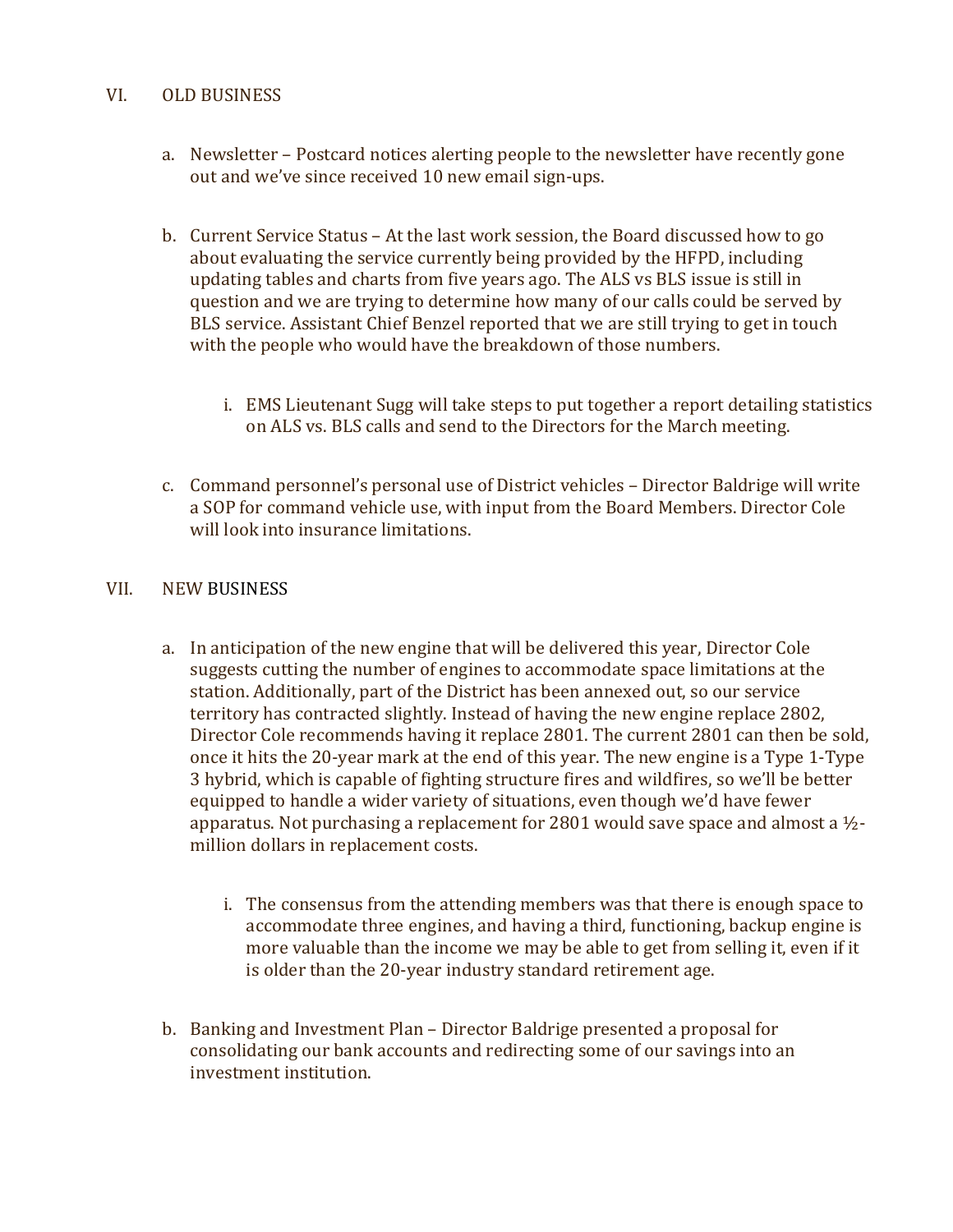## VI. OLD BUSINESS

a. Newsletter – Postcard notices alerting people to the newsletter have recently gone out and we've since received 10 new email sign-ups.

b. Current Service Status – At the last work session, the Board discussed how to go about evaluating the service currently being provided by the HFPD, including updating tables and charts from five years ago. The ALS vs BLS issue is still in question and we are trying to determine how many of our calls could be served by BLS service. Assistant Chief Benzel reported that we are still trying to get in touch with the people who would have the breakdown of those numbers.

    i. EMS Lieutenant Sugg will take steps to put together a report detailing statistics on ALS vs. BLS calls and send to the Directors for the March meeting.

c. Command personnel's personal use of District vehicles – Director Baldrige will write a SOP for command vehicle use, with input from the Board Members. Director Cole will look into insurance limitations.

## VII. NEW BUSINESS

a. In anticipation of the new engine that will be delivered this year, Director Cole suggests cutting the number of engines to accommodate space limitations at the station. Additionally, part of the District has been annexed out, so our service territory has contracted slightly. Instead of having the new engine replace 2802, Director Cole recommends having it replace 2801. The current 2801 can then be sold, once it hits the 20-year mark at the end of this year. The new engine is a Type 1-Type 3 hybrid, which is capable of fighting structure fires and wildfires, so we'll be better equipped to handle a wider variety of situations, even though we'd have fewer apparatus. Not purchasing a replacement for 2801 would save space and almost a ½-million dollars in replacement costs.

    i. The consensus from the attending members was that there is enough space to accommodate three engines, and having a third, functioning, backup engine is more valuable than the income we may be able to get from selling it, even if it is older than the 20-year industry standard retirement age.

b. Banking and Investment Plan – Director Baldrige presented a proposal for consolidating our bank accounts and redirecting some of our savings into an investment institution.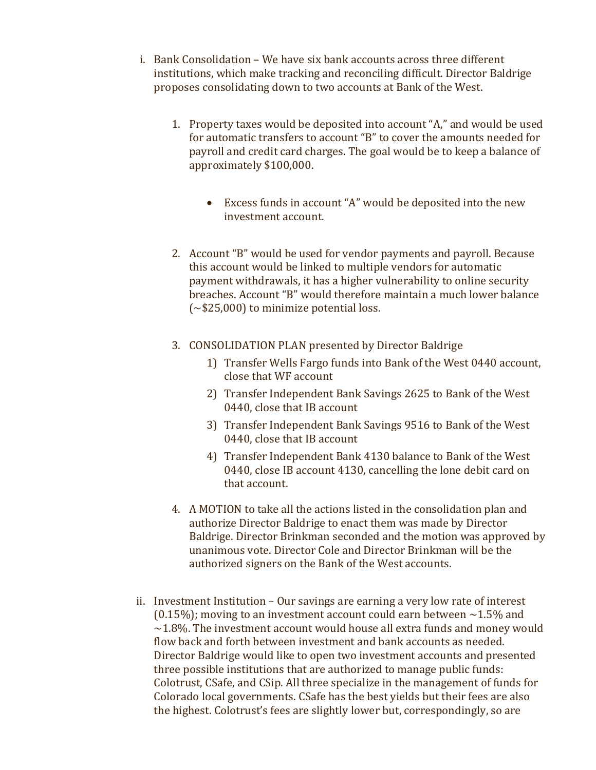i. Bank Consolidation – We have six bank accounts across three different institutions, which make tracking and reconciling difficult. Director Baldrige proposes consolidating down to two accounts at Bank of the West.

   1. Property taxes would be deposited into account "A," and would be used for automatic transfers to account "B" to cover the amounts needed for payroll and credit card charges. The goal would be to keep a balance of approximately $100,000.

      - Excess funds in account "A" would be deposited into the new investment account.

   2. Account "B" would be used for vendor payments and payroll. Because this account would be linked to multiple vendors for automatic payment withdrawals, it has a higher vulnerability to online security breaches. Account "B" would therefore maintain a much lower balance (~$25,000) to minimize potential loss.

   3. CONSOLIDATION PLAN presented by Director Baldrige
      1) Transfer Wells Fargo funds into Bank of the West 0440 account, close that WF account
      2) Transfer Independent Bank Savings 2625 to Bank of the West 0440, close that IB account
      3) Transfer Independent Bank Savings 9516 to Bank of the West 0440, close that IB account
      4) Transfer Independent Bank 4130 balance to Bank of the West 0440, close IB account 4130, cancelling the lone debit card on that account.

   4. A MOTION to take all the actions listed in the consolidation plan and authorize Director Baldrige to enact them was made by Director Baldrige. Director Brinkman seconded and the motion was approved by unanimous vote. Director Cole and Director Brinkman will be the authorized signers on the Bank of the West accounts.

ii. Investment Institution – Our savings are earning a very low rate of interest (0.15%); moving to an investment account could earn between ~1.5% and ~1.8%. The investment account would house all extra funds and money would flow back and forth between investment and bank accounts as needed. Director Baldrige would like to open two investment accounts and presented three possible institutions that are authorized to manage public funds: Colotrust, CSafe, and CSip. All three specialize in the management of funds for Colorado local governments. CSafe has the best yields but their fees are also the highest. Colotrust's fees are slightly lower but, correspondingly, so are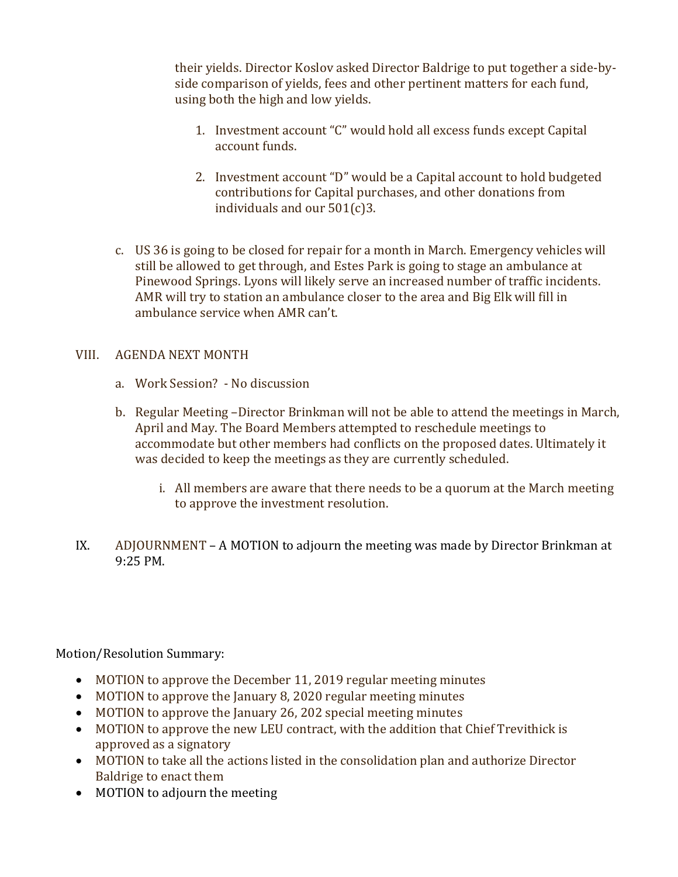their yields. Director Koslov asked Director Baldrige to put together a side-by-side comparison of yields, fees and other pertinent matters for each fund, using both the high and low yields.

1. Investment account "C" would hold all excess funds except Capital account funds.

2. Investment account "D" would be a Capital account to hold budgeted contributions for Capital purchases, and other donations from individuals and our 501(c)3.

c. US 36 is going to be closed for repair for a month in March. Emergency vehicles will still be allowed to get through, and Estes Park is going to stage an ambulance at Pinewood Springs. Lyons will likely serve an increased number of traffic incidents. AMR will try to station an ambulance closer to the area and Big Elk will fill in ambulance service when AMR can't.

VIII. AGENDA NEXT MONTH

a. Work Session? - No discussion

b. Regular Meeting –Director Brinkman will not be able to attend the meetings in March, April and May. The Board Members attempted to reschedule meetings to accommodate but other members had conflicts on the proposed dates. Ultimately it was decided to keep the meetings as they are currently scheduled.

i. All members are aware that there needs to be a quorum at the March meeting to approve the investment resolution.

IX. ADJOURNMENT – A MOTION to adjourn the meeting was made by Director Brinkman at 9:25 PM.

Motion/Resolution Summary:

- MOTION to approve the December 11, 2019 regular meeting minutes
- MOTION to approve the January 8, 2020 regular meeting minutes
- MOTION to approve the January 26, 202 special meeting minutes
- MOTION to approve the new LEU contract, with the addition that Chief Trevithick is approved as a signatory
- MOTION to take all the actions listed in the consolidation plan and authorize Director Baldrige to enact them
- MOTION to adjourn the meeting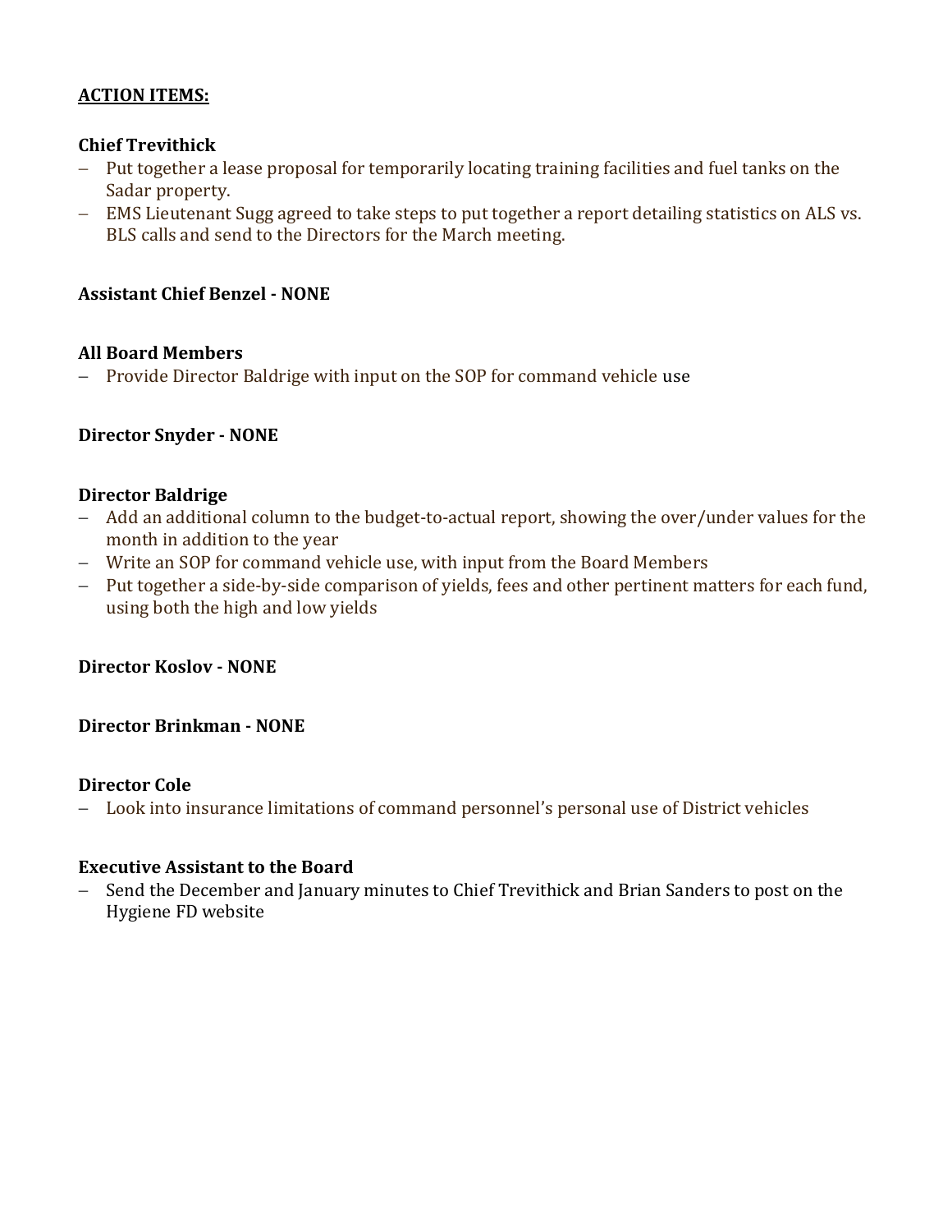**ACTION ITEMS:**

**Chief Trevithick**

- Put together a lease proposal for temporarily locating training facilities and fuel tanks on the Sadar property.
- EMS Lieutenant Sugg agreed to take steps to put together a report detailing statistics on ALS vs. BLS calls and send to the Directors for the March meeting.

**Assistant Chief Benzel - NONE**

**All Board Members**

- Provide Director Baldrige with input on the SOP for command vehicle use

**Director Snyder - NONE**

**Director Baldrige**

- Add an additional column to the budget-to-actual report, showing the over/under values for the month in addition to the year
- Write an SOP for command vehicle use, with input from the Board Members
- Put together a side-by-side comparison of yields, fees and other pertinent matters for each fund, using both the high and low yields

**Director Koslov - NONE**

**Director Brinkman - NONE**

**Director Cole**

- Look into insurance limitations of command personnel's personal use of District vehicles

**Executive Assistant to the Board**

- Send the December and January minutes to Chief Trevithick and Brian Sanders to post on the Hygiene FD website